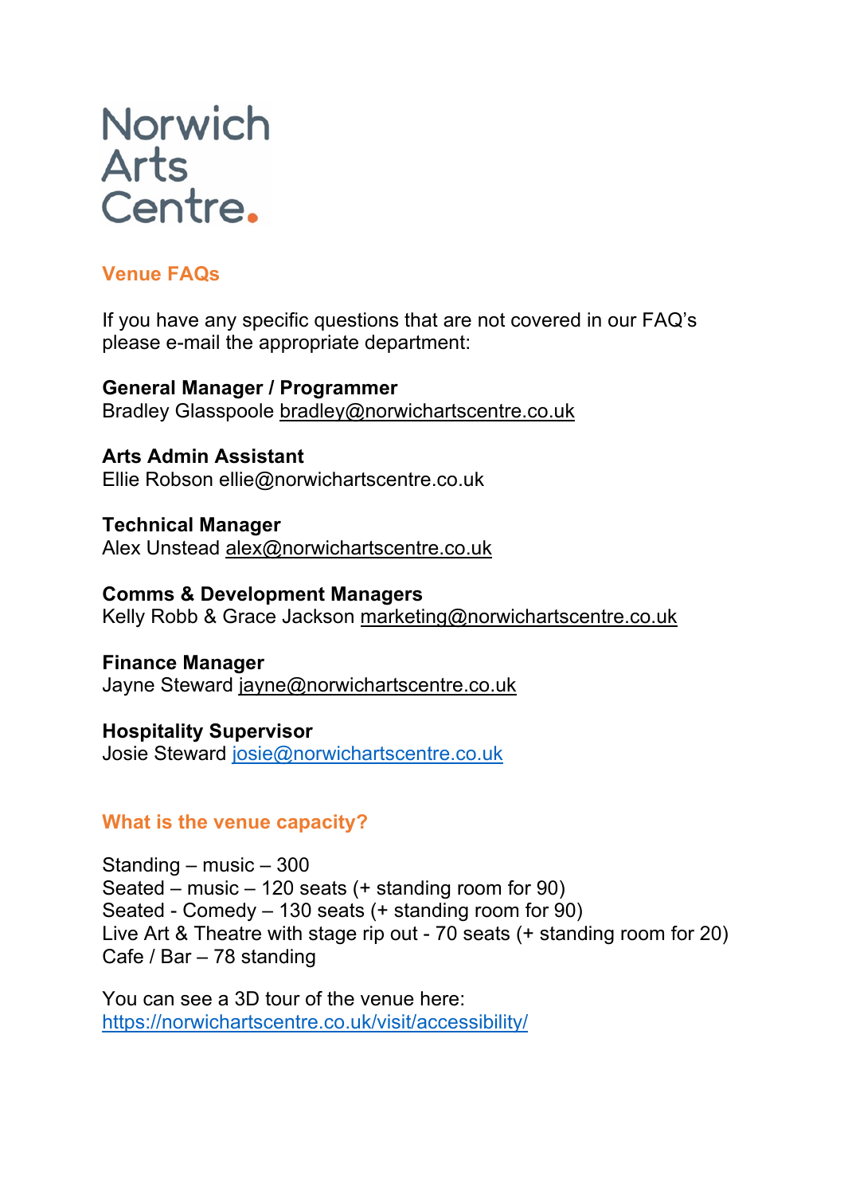# Norwich Arts Centre.

## Venue FAQs

If you have any specific questions that are not covered in our FAQ's please e-mail the appropriate department:

**General Manager / Programmer**
Bradley Glasspoole bradley@norwichartscentre.co.uk

**Arts Admin Assistant**
Ellie Robson ellie@norwichartscentre.co.uk

**Technical Manager**
Alex Unstead alex@norwichartscentre.co.uk

**Comms & Development Managers**
Kelly Robb & Grace Jackson marketing@norwichartscentre.co.uk

**Finance Manager**
Jayne Steward jayne@norwichartscentre.co.uk

**Hospitality Supervisor**
Josie Steward josie@norwichartscentre.co.uk

## What is the venue capacity?

Standing – music – 300
Seated – music – 120 seats (+ standing room for 90)
Seated - Comedy – 130 seats (+ standing room for 90)
Live Art & Theatre with stage rip out - 70 seats (+ standing room for 20)
Cafe / Bar – 78 standing

You can see a 3D tour of the venue here:
https://norwichartscentre.co.uk/visit/accessibility/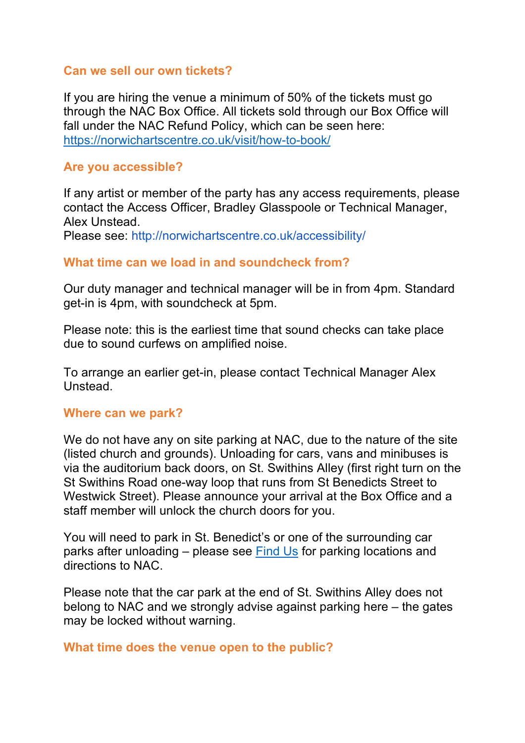### Can we sell our own tickets?

If you are hiring the venue a minimum of 50% of the tickets must go through the NAC Box Office. All tickets sold through our Box Office will fall under the NAC Refund Policy, which can be seen here: [https://norwichartscentre.co.uk/visit/how-to-book/](https://norwichartscentre.co.uk/visit/how-to-book/)

### Are you accessible?

If any artist or member of the party has any access requirements, please contact the Access Officer, Bradley Glasspoole or Technical Manager, Alex Unstead.
Please see: http://norwichartscentre.co.uk/accessibility/

### What time can we load in and soundcheck from?

Our duty manager and technical manager will be in from 4pm. Standard get-in is 4pm, with soundcheck at 5pm.

Please note: this is the earliest time that sound checks can take place due to sound curfews on amplified noise.

To arrange an earlier get-in, please contact Technical Manager Alex Unstead.

### Where can we park?

We do not have any on site parking at NAC, due to the nature of the site (listed church and grounds). Unloading for cars, vans and minibuses is via the auditorium back doors, on St. Swithins Alley (first right turn on the St Swithins Road one-way loop that runs from St Benedicts Street to Westwick Street). Please announce your arrival at the Box Office and a staff member will unlock the church doors for you.

You will need to park in St. Benedict's or one of the surrounding car parks after unloading – please see Find Us for parking locations and directions to NAC.

Please note that the car park at the end of St. Swithins Alley does not belong to NAC and we strongly advise against parking here – the gates may be locked without warning.

### What time does the venue open to the public?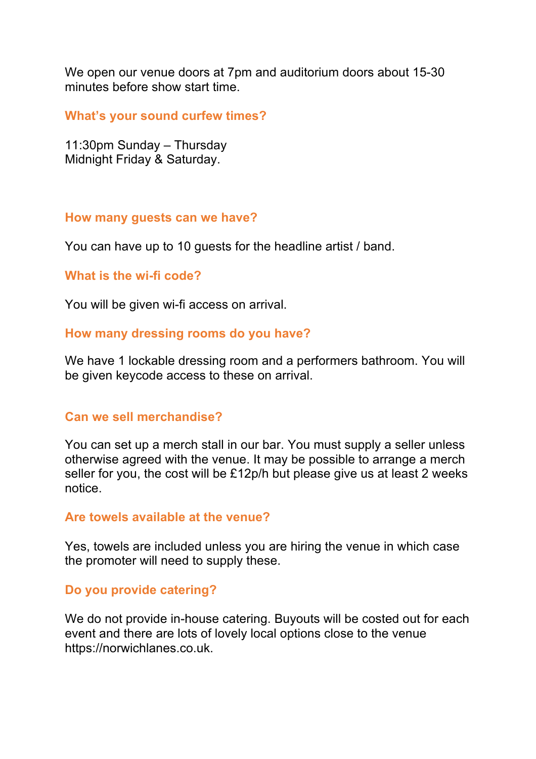We open our venue doors at 7pm and auditorium doors about 15-30 minutes before show start time.

### What's your sound curfew times?

11:30pm Sunday – Thursday
Midnight Friday & Saturday.

### How many guests can we have?

You can have up to 10 guests for the headline artist / band.

### What is the wi-fi code?

You will be given wi-fi access on arrival.

### How many dressing rooms do you have?

We have 1 lockable dressing room and a performers bathroom. You will be given keycode access to these on arrival.

### Can we sell merchandise?

You can set up a merch stall in our bar. You must supply a seller unless otherwise agreed with the venue. It may be possible to arrange a merch seller for you, the cost will be £12p/h but please give us at least 2 weeks notice.

### Are towels available at the venue?

Yes, towels are included unless you are hiring the venue in which case the promoter will need to supply these.

### Do you provide catering?

We do not provide in-house catering. Buyouts will be costed out for each event and there are lots of lovely local options close to the venue https://norwichlanes.co.uk.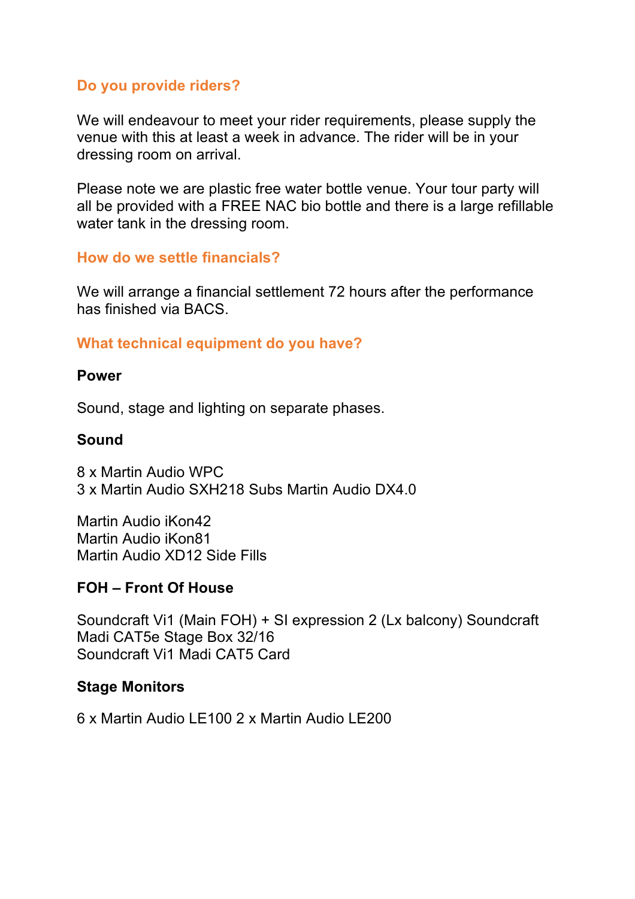## Do you provide riders?

We will endeavour to meet your rider requirements, please supply the venue with this at least a week in advance. The rider will be in your dressing room on arrival.

Please note we are plastic free water bottle venue. Your tour party will all be provided with a FREE NAC bio bottle and there is a large refillable water tank in the dressing room.

## How do we settle financials?

We will arrange a financial settlement 72 hours after the performance has finished via BACS.

## What technical equipment do you have?

### Power

Sound, stage and lighting on separate phases.

### Sound

8 x Martin Audio WPC
3 x Martin Audio SXH218 Subs Martin Audio DX4.0

Martin Audio iKon42
Martin Audio iKon81
Martin Audio XD12 Side Fills

### FOH – Front Of House

Soundcraft Vi1 (Main FOH) + SI expression 2 (Lx balcony) Soundcraft Madi CAT5e Stage Box 32/16
Soundcraft Vi1 Madi CAT5 Card

### Stage Monitors

6 x Martin Audio LE100 2 x Martin Audio LE200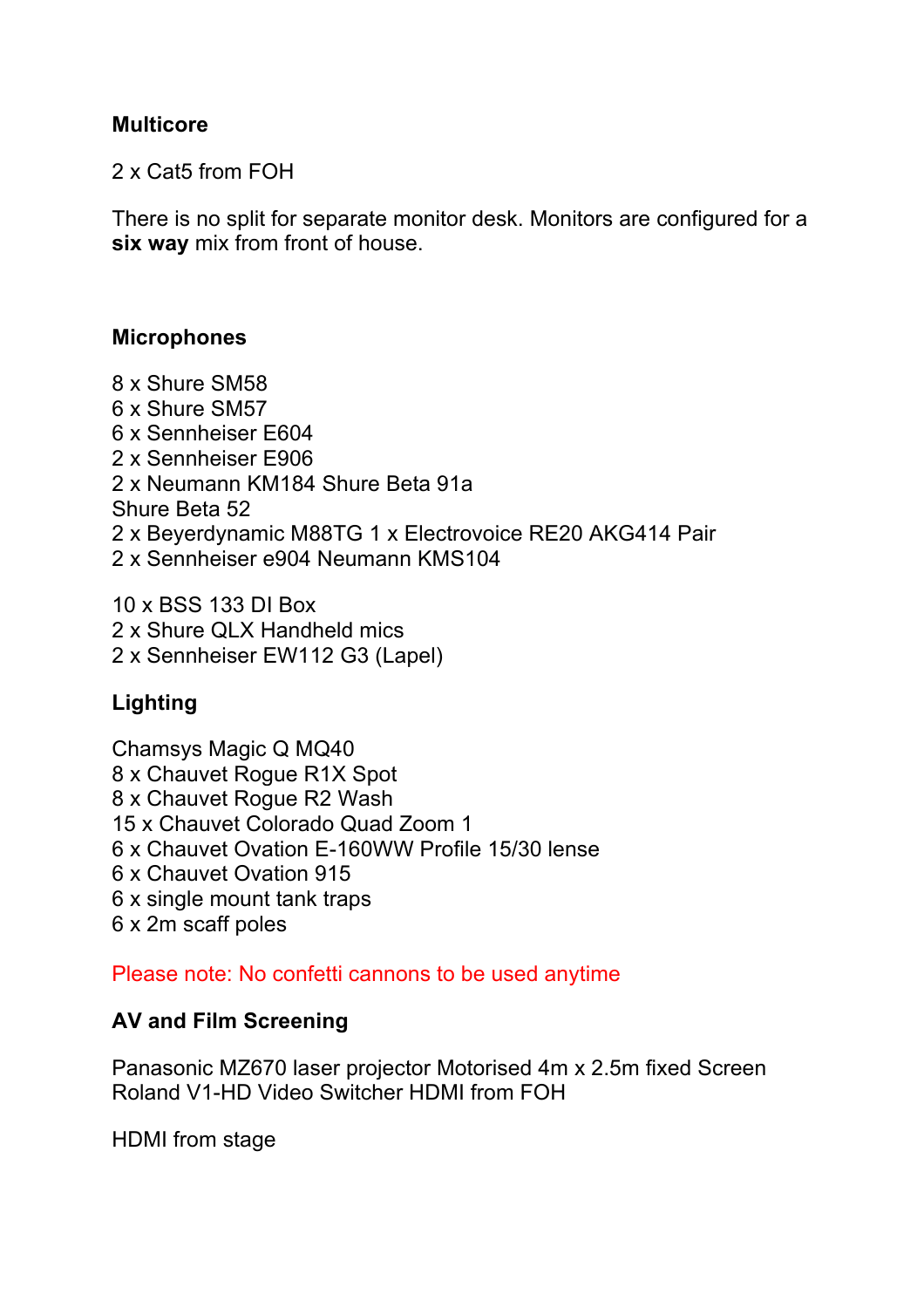**Multicore**

2 x Cat5 from FOH

There is no split for separate monitor desk. Monitors are configured for a **six way** mix from front of house.

**Microphones**

8 x Shure SM58
6 x Shure SM57
6 x Sennheiser E604
2 x Sennheiser E906
2 x Neumann KM184 Shure Beta 91a
Shure Beta 52
2 x Beyerdynamic M88TG 1 x Electrovoice RE20 AKG414 Pair
2 x Sennheiser e904 Neumann KMS104

10 x BSS 133 DI Box
2 x Shure QLX Handheld mics
2 x Sennheiser EW112 G3 (Lapel)

**Lighting**

Chamsys Magic Q MQ40
8 x Chauvet Rogue R1X Spot
8 x Chauvet Rogue R2 Wash
15 x Chauvet Colorado Quad Zoom 1
6 x Chauvet Ovation E-160WW Profile 15/30 lense
6 x Chauvet Ovation 915
6 x single mount tank traps
6 x 2m scaff poles

Please note: No confetti cannons to be used anytime

**AV and Film Screening**

Panasonic MZ670 laser projector Motorised 4m x 2.5m fixed Screen
Roland V1-HD Video Switcher HDMI from FOH

HDMI from stage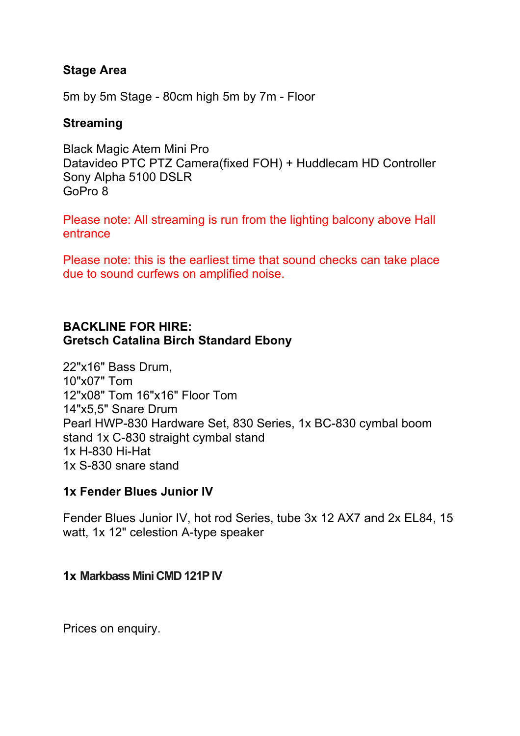**Stage Area**

5m by 5m Stage - 80cm high 5m by 7m - Floor

**Streaming**

Black Magic Atem Mini Pro
Datavideo PTC PTZ Camera(fixed FOH) + Huddlecam HD Controller
Sony Alpha 5100 DSLR
GoPro 8

Please note: All streaming is run from the lighting balcony above Hall entrance

Please note: this is the earliest time that sound checks can take place due to sound curfews on amplified noise.

**BACKLINE FOR HIRE:**
**Gretsch Catalina Birch Standard Ebony**

22"x16" Bass Drum,
10"x07" Tom
12"x08" Tom 16"x16" Floor Tom
14"x5,5" Snare Drum
Pearl HWP-830 Hardware Set, 830 Series, 1x BC-830 cymbal boom stand 1x C-830 straight cymbal stand
1x H-830 Hi-Hat
1x S-830 snare stand

**1x Fender Blues Junior IV**

Fender Blues Junior IV, hot rod Series, tube 3x 12 AX7 and 2x EL84, 15 watt, 1x 12" celestion A-type speaker

**1x Markbass Mini CMD 121P IV**

Prices on enquiry.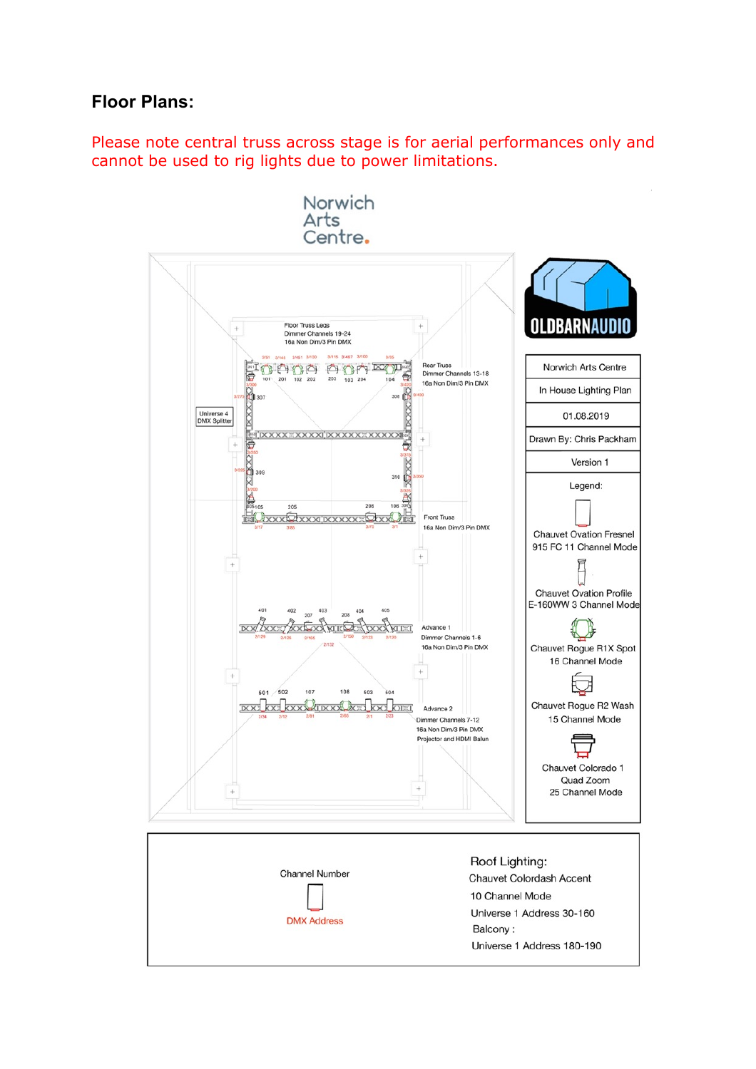## Floor Plans:

Please note central truss across stage is for aerial performances only and cannot be used to rig lights due to power limitations.

Norwich Arts Centre.

OLDBARNAUDIO

| |
|---|
| Norwich Arts Centre |
| In House Lighting Plan |
| 01.08.2019 |
| Drawn By: Chris Packham |
| Version 1 |

Legend:

- Chauvet Ovation Fresnel 915 FC 11 Channel Mode
- Chauvet Ovation Profile E-160WW 3 Channel Mode
- Chauvet Rogue R1X Spot 16 Channel Mode
- Chauvet Rogue R2 Wash 15 Channel Mode
- Chauvet Colorado 1 Quad Zoom 25 Channel Mode

Floor Truss Legs
Dimmer Channels 19-24
16a Non Dim/3 Pin DMX

Rear Truss
Dimmer Channels 13-18
16a Non Dim/3 Pin DMX

Universe 4 DMX Splitter

Front Truss
16a Non Dim/3 Pin DMX

Advance 1
Dimmer Channels 1-6
16a Non Dim/3 Pin DMX

Advance 2
Dimmer Channels 7-12
16a Non Dim/3 Pin DMX
Projector and HDMI Balun

Channel Number

DMX Address

Roof Lighting:
Chauvet Colordash Accent
10 Channel Mode
Universe 1 Address 30-160
Balcony :
Universe 1 Address 180-190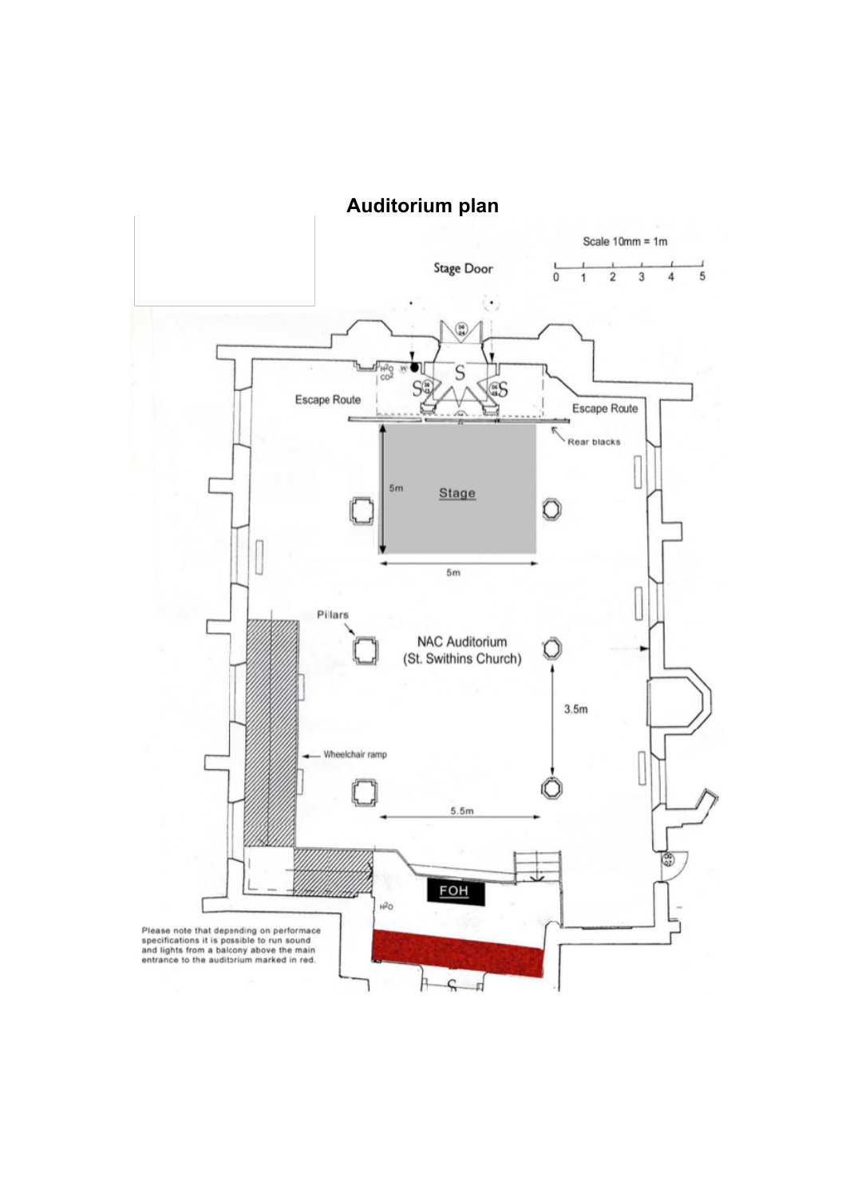# Auditorium plan

Scale 10mm = 1m

0 1 2 3 4 5

Stage Door

$H_2O$ W

$CO^2$

Escape Route

Escape Route

Rear blacks

5m

Stage

5m

Pilars

NAC Auditorium
(St. Swithins Church)

3.5m

Wheelchair ramp

5.5m

FOH

$H^2O$

Please note that depending on performace specifications it is possible to run sound and lights from a balcony above the main entrance to the auditorium marked in red.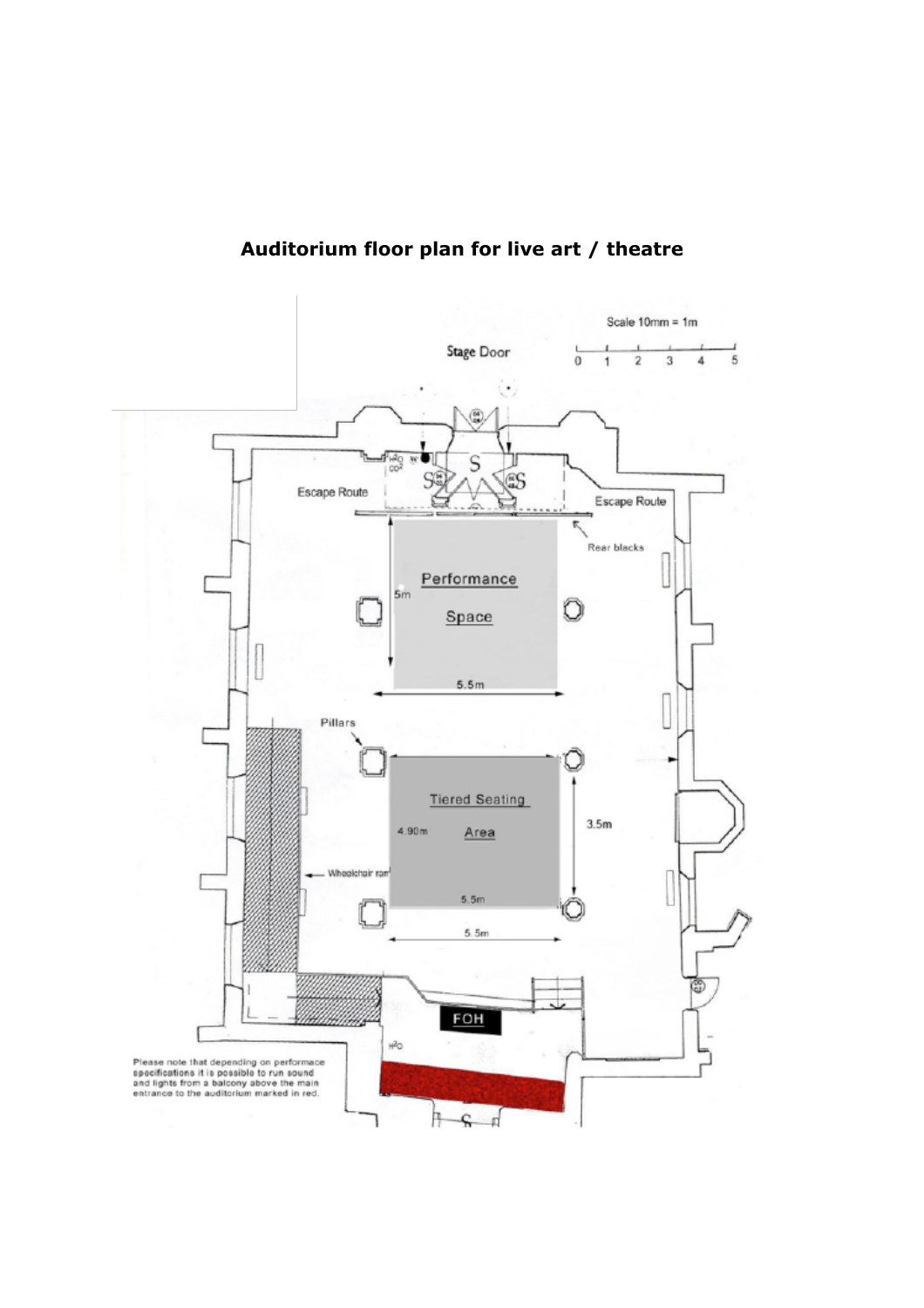# Auditorium floor plan for live art / theatre

Scale 10mm = 1m

0 1 2 3 4 5

Stage Door

Escape Route

Escape Route

Rear blacks

Performance Space

5m

5.5m

Pillars

Tiered Seating Area

4.90m

3.5m

5.5m

5.5m

Wheelchair ramp

FOH

Please note that depending on performace specifications it is possible to run sound and lights from a balcony above the main entrance to the auditorium marked in red.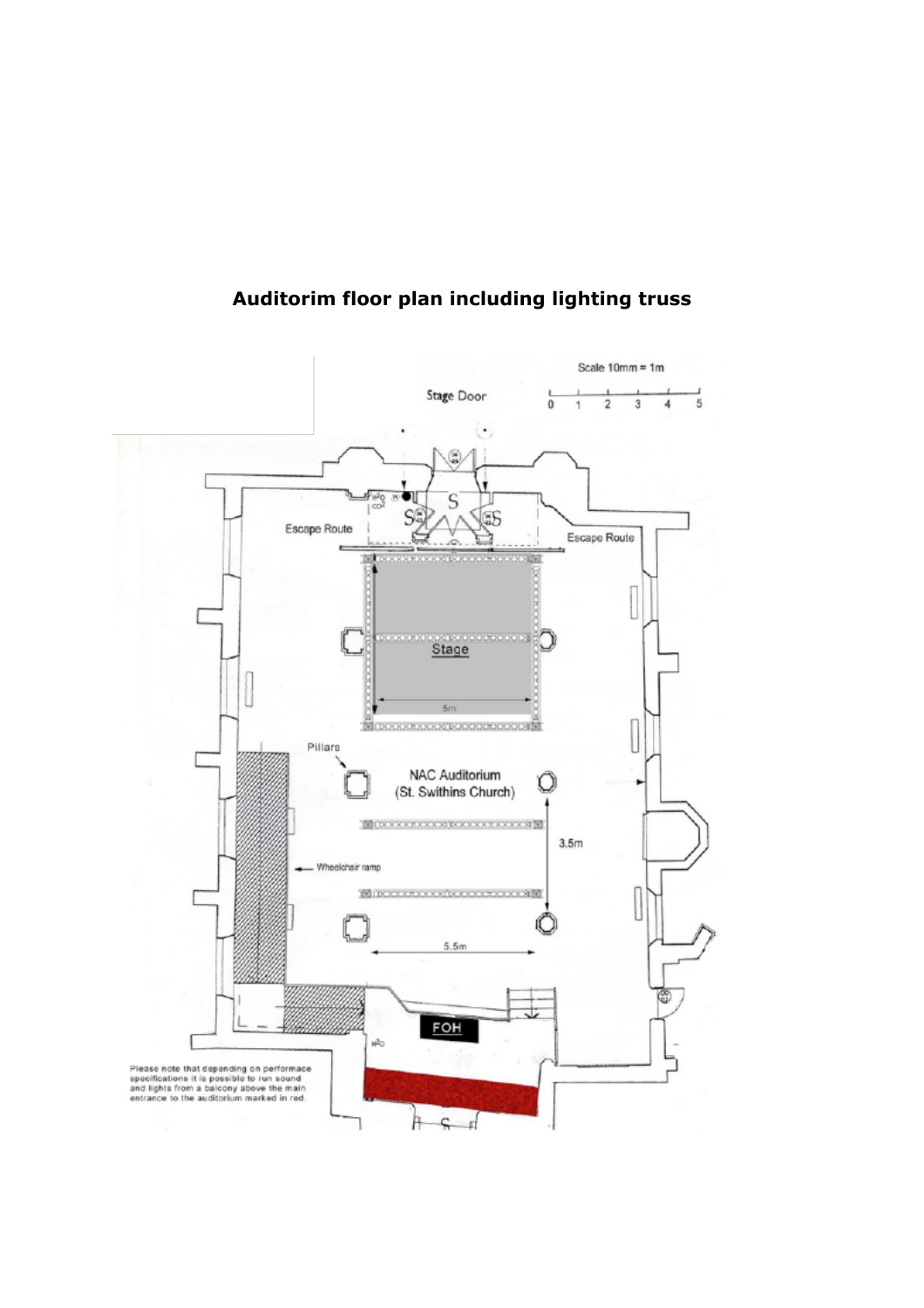**Auditorim floor plan including lighting truss**

Scale 10mm = 1m

0 1 2 3 4 5

Stage Door

Escape Route

Escape Route

Stage

5m

Pillars

NAC Auditorium
(St. Swithins Church)

3.5m

Wheelchair ramp

5.5m

FOH

Please note that depending on performace specifications it is possible to run sound and lights from a balcony above the main entrance to the auditorium marked in red.